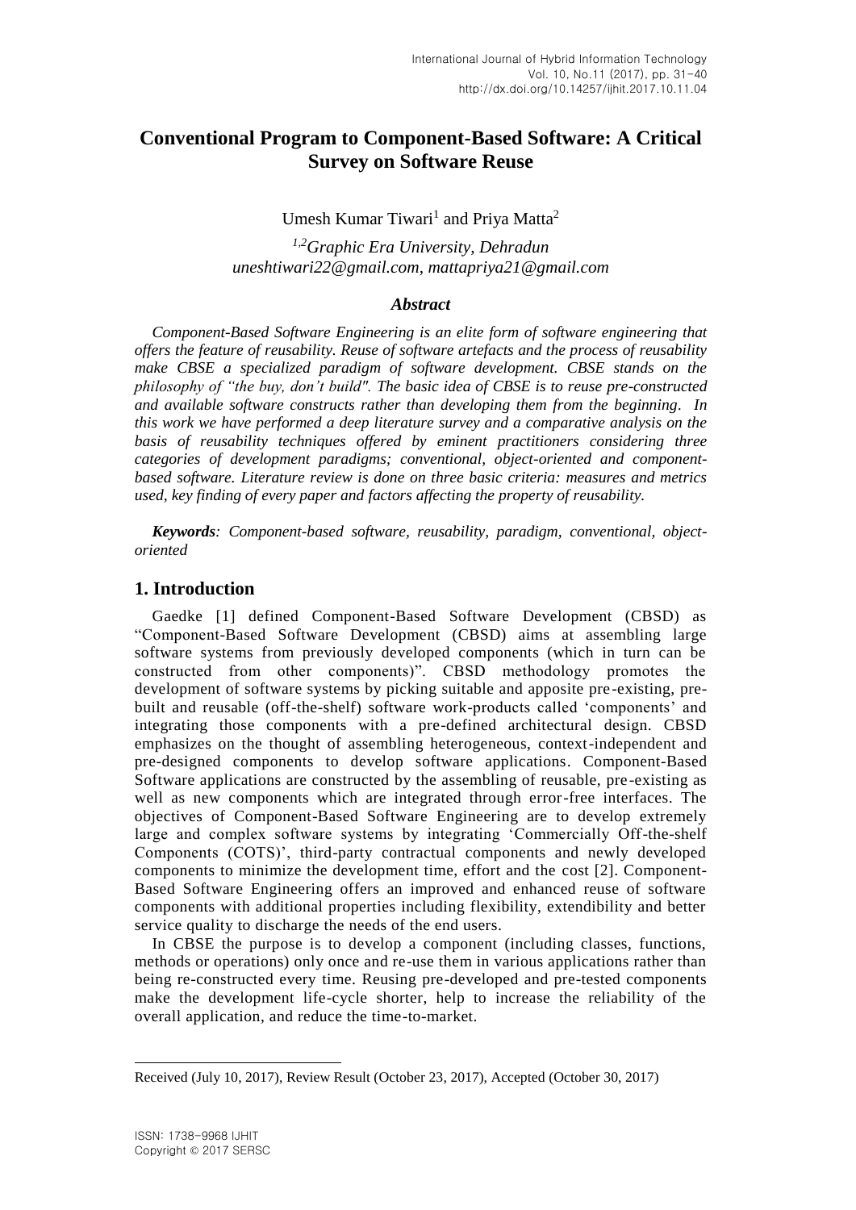# Conventional Program to Component-Based Software: A Critical Survey on Software Reuse

Umesh Kumar Tiwari[1] and Priya Matta[2]

[1,2]*Graphic Era University, Dehradun*
*uneshtiwari22@gmail.com, mattapriya21@gmail.com*

### *Abstract*

*Component-Based Software Engineering is an elite form of software engineering that offers the feature of reusability. Reuse of software artefacts and the process of reusability make CBSE a specialized paradigm of software development. CBSE stands on the philosophy of "the buy, don't build". The basic idea of CBSE is to reuse pre-constructed and available software constructs rather than developing them from the beginning. In this work we have performed a deep literature survey and a comparative analysis on the basis of reusability techniques offered by eminent practitioners considering three categories of development paradigms; conventional, object-oriented and component-based software. Literature review is done on three basic criteria: measures and metrics used, key finding of every paper and factors affecting the property of reusability.*

***Keywords**: Component-based software, reusability, paradigm, conventional, object-oriented*

## 1. Introduction

Gaedke [1] defined Component-Based Software Development (CBSD) as "Component-Based Software Development (CBSD) aims at assembling large software systems from previously developed components (which in turn can be constructed from other components)". CBSD methodology promotes the development of software systems by picking suitable and apposite pre-existing, pre-built and reusable (off-the-shelf) software work-products called 'components' and integrating those components with a pre-defined architectural design. CBSD emphasizes on the thought of assembling heterogeneous, context-independent and pre-designed components to develop software applications. Component-Based Software applications are constructed by the assembling of reusable, pre-existing as well as new components which are integrated through error-free interfaces. The objectives of Component-Based Software Engineering are to develop extremely large and complex software systems by integrating 'Commercially Off-the-shelf Components (COTS)', third-party contractual components and newly developed components to minimize the development time, effort and the cost [2]. Component-Based Software Engineering offers an improved and enhanced reuse of software components with additional properties including flexibility, extendibility and better service quality to discharge the needs of the end users.

In CBSE the purpose is to develop a component (including classes, functions, methods or operations) only once and re-use them in various applications rather than being re-constructed every time. Reusing pre-developed and pre-tested components make the development life-cycle shorter, help to increase the reliability of the overall application, and reduce the time-to-market.

Received (July 10, 2017), Review Result (October 23, 2017), Accepted (October 30, 2017)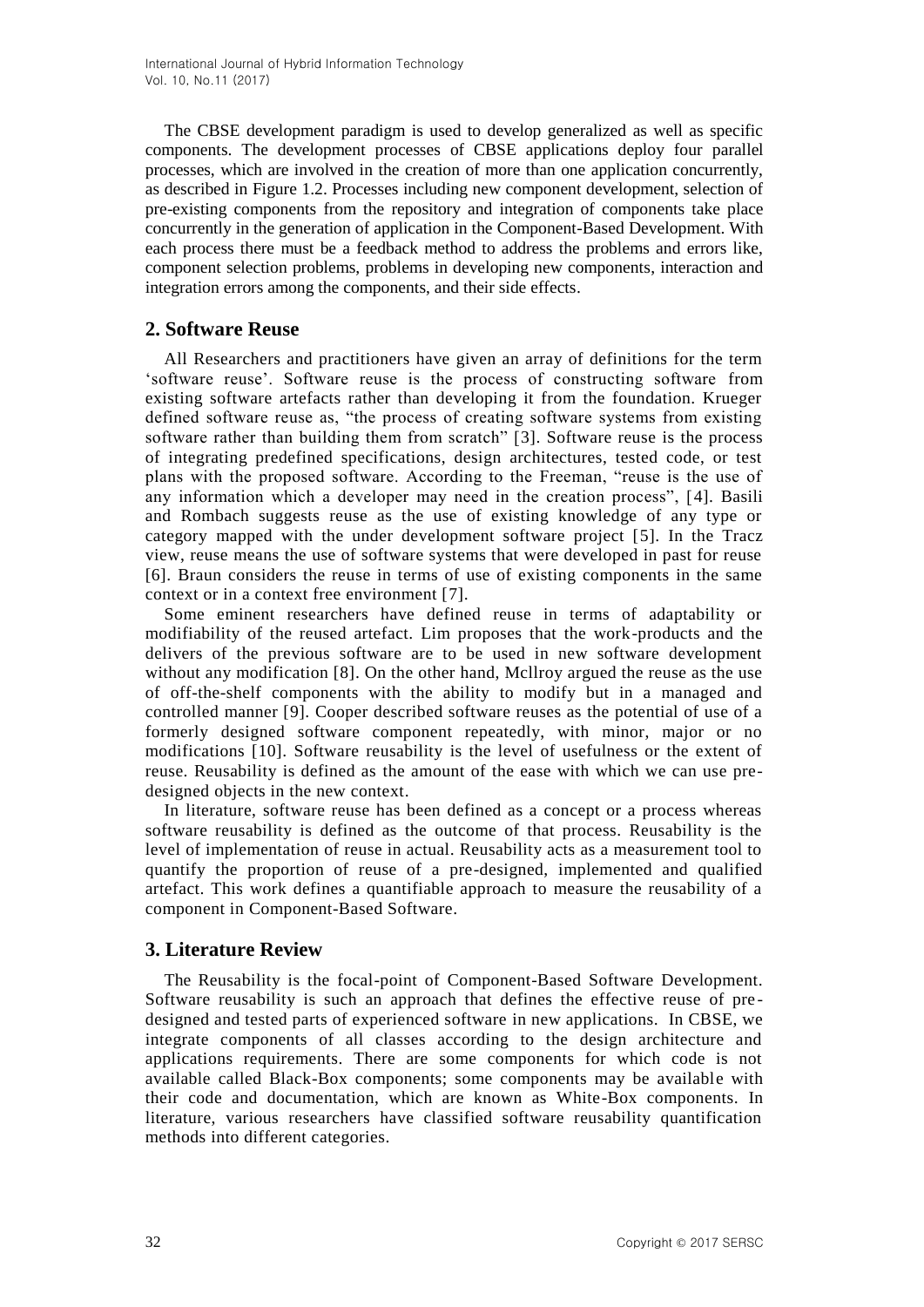The CBSE development paradigm is used to develop generalized as well as specific components. The development processes of CBSE applications deploy four parallel processes, which are involved in the creation of more than one application concurrently, as described in Figure 1.2. Processes including new component development, selection of pre-existing components from the repository and integration of components take place concurrently in the generation of application in the Component-Based Development. With each process there must be a feedback method to address the problems and errors like, component selection problems, problems in developing new components, interaction and integration errors among the components, and their side effects.

## 2. Software Reuse

All Researchers and practitioners have given an array of definitions for the term 'software reuse'. Software reuse is the process of constructing software from existing software artefacts rather than developing it from the foundation. Krueger defined software reuse as, "the process of creating software systems from existing software rather than building them from scratch" [3]. Software reuse is the process of integrating predefined specifications, design architectures, tested code, or test plans with the proposed software. According to the Freeman, "reuse is the use of any information which a developer may need in the creation process", [4]. Basili and Rombach suggests reuse as the use of existing knowledge of any type or category mapped with the under development software project [5]. In the Tracz view, reuse means the use of software systems that were developed in past for reuse [6]. Braun considers the reuse in terms of use of existing components in the same context or in a context free environment [7].

Some eminent researchers have defined reuse in terms of adaptability or modifiability of the reused artefact. Lim proposes that the work-products and the delivers of the previous software are to be used in new software development without any modification [8]. On the other hand, Mcllroy argued the reuse as the use of off-the-shelf components with the ability to modify but in a managed and controlled manner [9]. Cooper described software reuses as the potential of use of a formerly designed software component repeatedly, with minor, major or no modifications [10]. Software reusability is the level of usefulness or the extent of reuse. Reusability is defined as the amount of the ease with which we can use pre-designed objects in the new context.

In literature, software reuse has been defined as a concept or a process whereas software reusability is defined as the outcome of that process. Reusability is the level of implementation of reuse in actual. Reusability acts as a measurement tool to quantify the proportion of reuse of a pre-designed, implemented and qualified artefact. This work defines a quantifiable approach to measure the reusability of a component in Component-Based Software.

## 3. Literature Review

The Reusability is the focal-point of Component-Based Software Development. Software reusability is such an approach that defines the effective reuse of pre-designed and tested parts of experienced software in new applications. In CBSE, we integrate components of all classes according to the design architecture and applications requirements. There are some components for which code is not available called Black-Box components; some components may be available with their code and documentation, which are known as White-Box components. In literature, various researchers have classified software reusability quantification methods into different categories.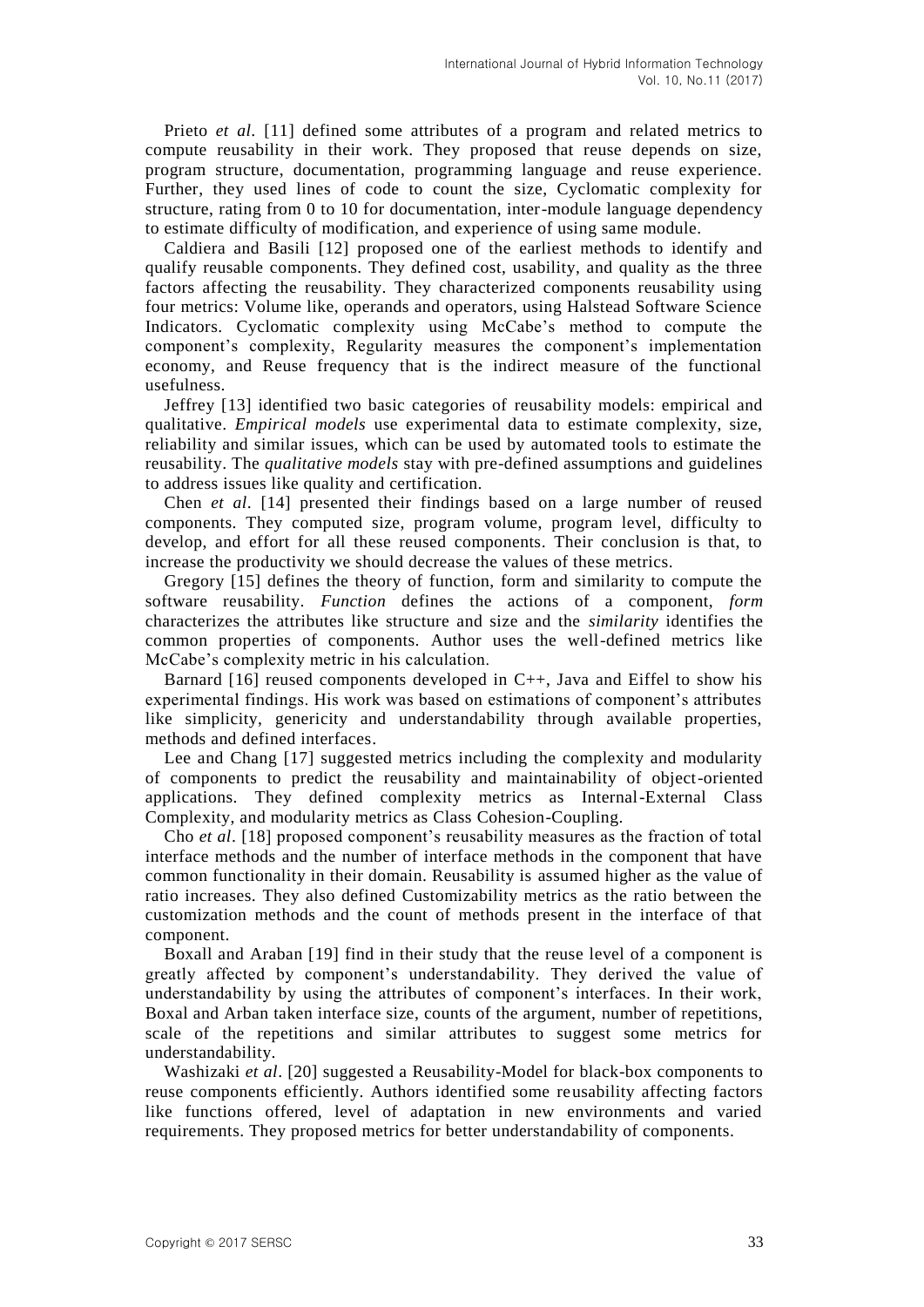Prieto *et al*. [11] defined some attributes of a program and related metrics to compute reusability in their work. They proposed that reuse depends on size, program structure, documentation, programming language and reuse experience. Further, they used lines of code to count the size, Cyclomatic complexity for structure, rating from 0 to 10 for documentation, inter-module language dependency to estimate difficulty of modification, and experience of using same module.

Caldiera and Basili [12] proposed one of the earliest methods to identify and qualify reusable components. They defined cost, usability, and quality as the three factors affecting the reusability. They characterized components reusability using four metrics: Volume like, operands and operators, using Halstead Software Science Indicators. Cyclomatic complexity using McCabe's method to compute the component's complexity, Regularity measures the component's implementation economy, and Reuse frequency that is the indirect measure of the functional usefulness.

Jeffrey [13] identified two basic categories of reusability models: empirical and qualitative. *Empirical models* use experimental data to estimate complexity, size, reliability and similar issues, which can be used by automated tools to estimate the reusability. The *qualitative models* stay with pre-defined assumptions and guidelines to address issues like quality and certification.

Chen *et al*. [14] presented their findings based on a large number of reused components. They computed size, program volume, program level, difficulty to develop, and effort for all these reused components. Their conclusion is that, to increase the productivity we should decrease the values of these metrics.

Gregory [15] defines the theory of function, form and similarity to compute the software reusability. *Function* defines the actions of a component, *form* characterizes the attributes like structure and size and the *similarity* identifies the common properties of components. Author uses the well-defined metrics like McCabe's complexity metric in his calculation.

Barnard [16] reused components developed in C++, Java and Eiffel to show his experimental findings. His work was based on estimations of component's attributes like simplicity, genericity and understandability through available properties, methods and defined interfaces.

Lee and Chang [17] suggested metrics including the complexity and modularity of components to predict the reusability and maintainability of object-oriented applications. They defined complexity metrics as Internal-External Class Complexity, and modularity metrics as Class Cohesion-Coupling.

Cho *et al*. [18] proposed component's reusability measures as the fraction of total interface methods and the number of interface methods in the component that have common functionality in their domain. Reusability is assumed higher as the value of ratio increases. They also defined Customizability metrics as the ratio between the customization methods and the count of methods present in the interface of that component.

Boxall and Araban [19] find in their study that the reuse level of a component is greatly affected by component's understandability. They derived the value of understandability by using the attributes of component's interfaces. In their work, Boxal and Arban taken interface size, counts of the argument, number of repetitions, scale of the repetitions and similar attributes to suggest some metrics for understandability.

Washizaki *et al*. [20] suggested a Reusability-Model for black-box components to reuse components efficiently. Authors identified some reusability affecting factors like functions offered, level of adaptation in new environments and varied requirements. They proposed metrics for better understandability of components.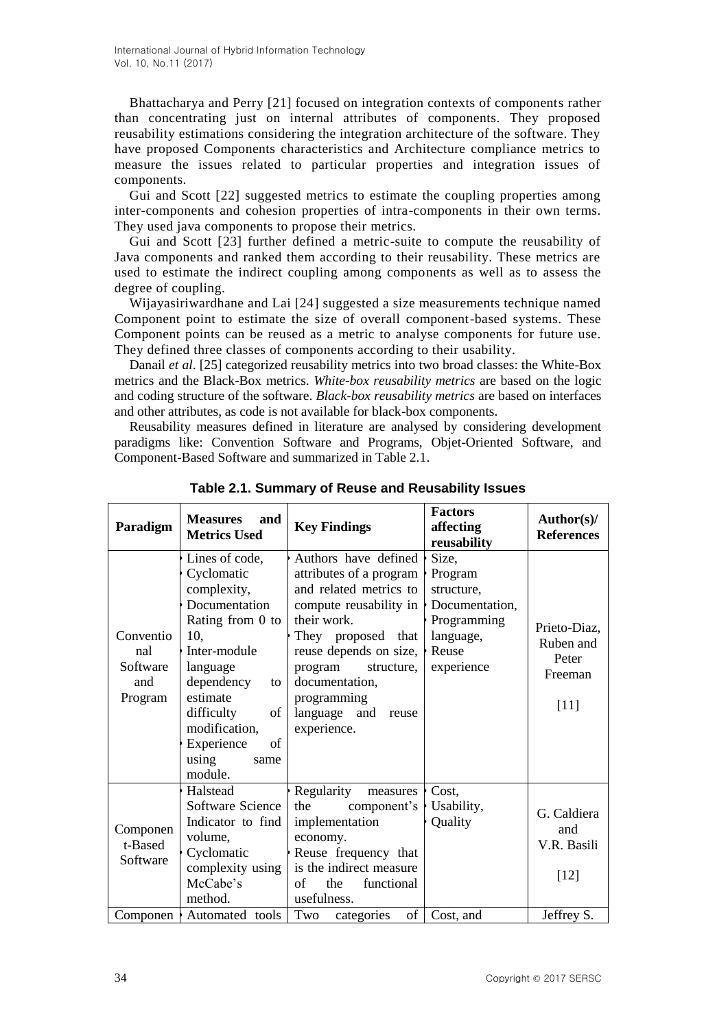Bhattacharya and Perry [21] focused on integration contexts of components rather than concentrating just on internal attributes of components. They proposed reusability estimations considering the integration architecture of the software. They have proposed Components characteristics and Architecture compliance metrics to measure the issues related to particular properties and integration issues of components.

Gui and Scott [22] suggested metrics to estimate the coupling properties among inter-components and cohesion properties of intra-components in their own terms. They used java components to propose their metrics.

Gui and Scott [23] further defined a metric-suite to compute the reusability of Java components and ranked them according to their reusability. These metrics are used to estimate the indirect coupling among components as well as to assess the degree of coupling.

Wijayasiriwardhane and Lai [24] suggested a size measurements technique named Component point to estimate the size of overall component-based systems. These Component points can be reused as a metric to analyse components for future use. They defined three classes of components according to their usability.

Danail *et al*. [25] categorized reusability metrics into two broad classes: the White-Box metrics and the Black-Box metrics. *White-box reusability metrics* are based on the logic and coding structure of the software. *Black-box reusability metrics* are based on interfaces and other attributes, as code is not available for black-box components.

Reusability measures defined in literature are analysed by considering development paradigms like: Convention Software and Programs, Objet-Oriented Software, and Component-Based Software and summarized in Table 2.1.

**Table 2.1. Summary of Reuse and Reusability Issues**

| Paradigm | Measures and Metrics Used | Key Findings | Factors affecting reusability | Author(s)/ References |
|---|---|---|---|---|
| Conventional Software and Program | • Lines of code,<br>• Cyclomatic complexity,<br>• Documentation Rating from 0 to 10,<br>• Inter-module language dependency to estimate difficulty of modification,<br>• Experience of using same module. | • Authors have defined attributes of a program and related metrics to compute reusability in their work.<br>• They proposed that reuse depends on size, program structure, documentation, programming language and reuse experience. | • Size,<br>• Program structure,<br>• Documentation,<br>• Programming language,<br>• Reuse experience | Prieto-Diaz, Ruben and Peter Freeman [11] |
| Component-Based Software | • Halstead Software Science Indicator to find volume,<br>• Cyclomatic complexity using McCabe's method. | • Regularity measures the component's implementation economy.<br>• Reuse frequency that is the indirect measure of the functional usefulness. | • Cost,<br>• Usability,<br>• Quality | G. Caldiera and V.R. Basili [12] |
| Componen | • Automated tools | Two categories of | Cost, and | Jeffrey S. |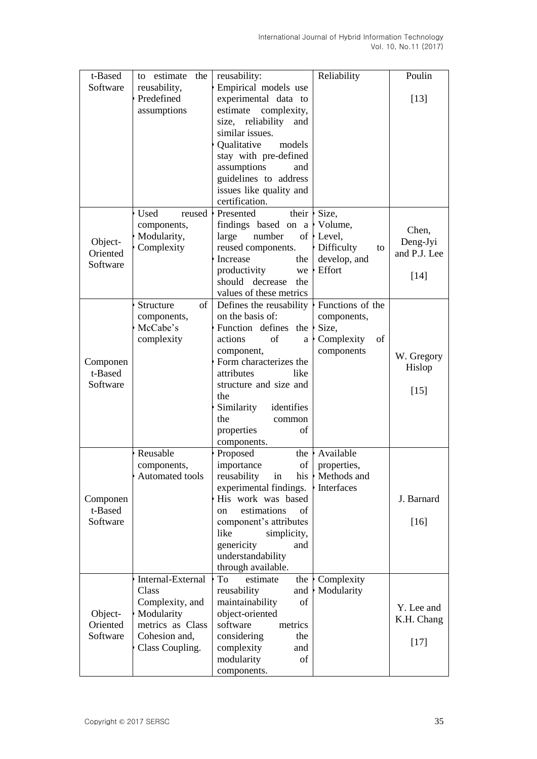| | | | | |
|---|---|---|---|---|
| Component-Based Software | • to estimate the reusability, • Predefined assumptions | reusability: • Empirical models use experimental data to estimate complexity, size, reliability and similar issues. • Qualitative models stay with pre-defined assumptions and guidelines to address issues like quality and certification. | Reliability | Poulin [13] |
| Object-Oriented Software | • Used reused components, • Modularity, • Complexity | • Presented their findings based on a large number of reused components. • Increase the productivity we should decrease the values of these metrics | • Size, • Volume, • Level, • Difficulty to develop, and • Effort | Chen, Deng-Jyi and P.J. Lee [14] |
| Component-Based Software | • Structure of components, • McCabe's complexity | Defines the reusability on the basis of: • Function defines the actions of a component, • Form characterizes the attributes like structure and size and the • Similarity identifies the common properties of components. | • Functions of the components, • Size, • Complexity of components | W. Gregory Hislop [15] |
| Component-Based Software | • Reusable components, • Automated tools | • Proposed the importance of reusability in his experimental findings. His work was based on estimations of component's attributes like simplicity, genericity and understandability through available. | • Available properties, • Methods and • Interfaces | J. Barnard [16] |
| Object-Oriented Software | • Internal-External Class Complexity, and • Modularity metrics as Class Cohesion and, • Class Coupling. | • To estimate the reusability and maintainability of object-oriented software metrics considering the complexity and modularity of components. | • Complexity • Modularity | Y. Lee and K.H. Chang [17] |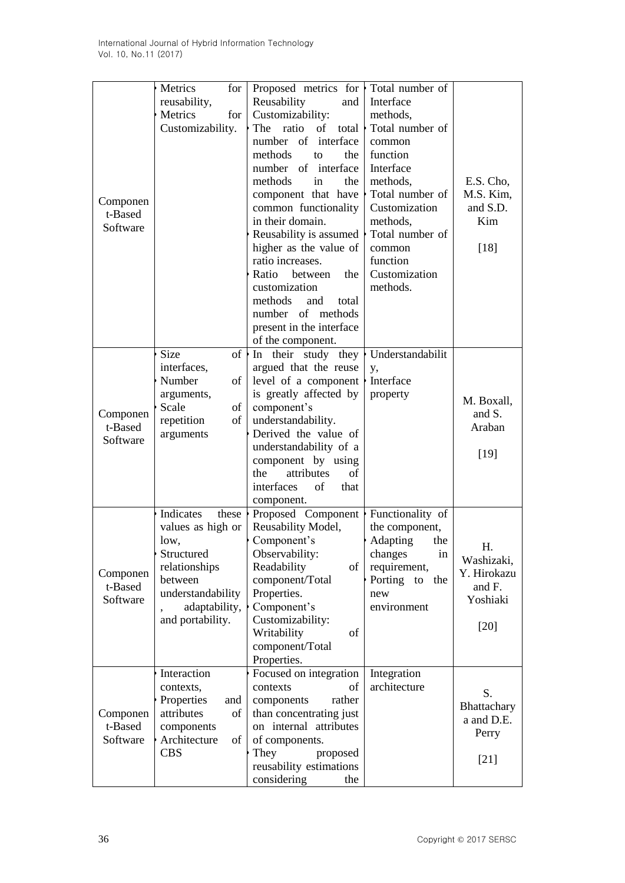| | | | | |
|---|---|---|---|---|
| Component-Based Software | • Metrics for reusability,<br>• Metrics for Customizability. | • Proposed metrics for Reusability and Customizability:<br>• The ratio of total number of interface methods to the number of interface methods in the component that have common functionality in their domain.<br>• Reusability is assumed higher as the value of ratio increases.<br>• Ratio between the customization methods and total number of methods present in the interface of the component. | • Total number of Interface methods,<br>• Total number of common function Interface methods,<br>• Total number of Customization methods,<br>• Total number of common function Customization methods. | E.S. Cho, M.S. Kim, and S.D. Kim<br><br>[18] |
| Component-Based Software | • Size of interfaces,<br>• Number of arguments,<br>• Scale of repetition of arguments | • In their study they argued that the reuse level of a component is greatly affected by component's understandability.<br>• Derived the value of understandability of a component by using the attributes of interfaces of that component. | • Understandability,<br>• Interface property | M. Boxall, and S. Araban<br><br>[19] |
| Component-Based Software | • Indicates these values as high or low,<br>• Structured relationships between understandability, adaptability, and portability. | • Proposed Component Reusability Model,<br>• Component's Observability: Readability of component/Total Properties.<br>• Component's Customizability: Writability of component/Total Properties. | • Functionality of the component,<br>• Adapting the changes in requirement,<br>• Porting to the new environment | H. Washizaki, Y. Hirokazu and F. Yoshiaki<br><br>[20] |
| Component-Based Software | • Interaction contexts,<br>• Properties and attributes of components<br>• Architecture of CBS | • Focused on integration contexts of components rather than concentrating just on internal attributes of components.<br>• They proposed reusability estimations considering the | Integration architecture | S. Bhattacharya and D.E. Perry<br><br>[21] |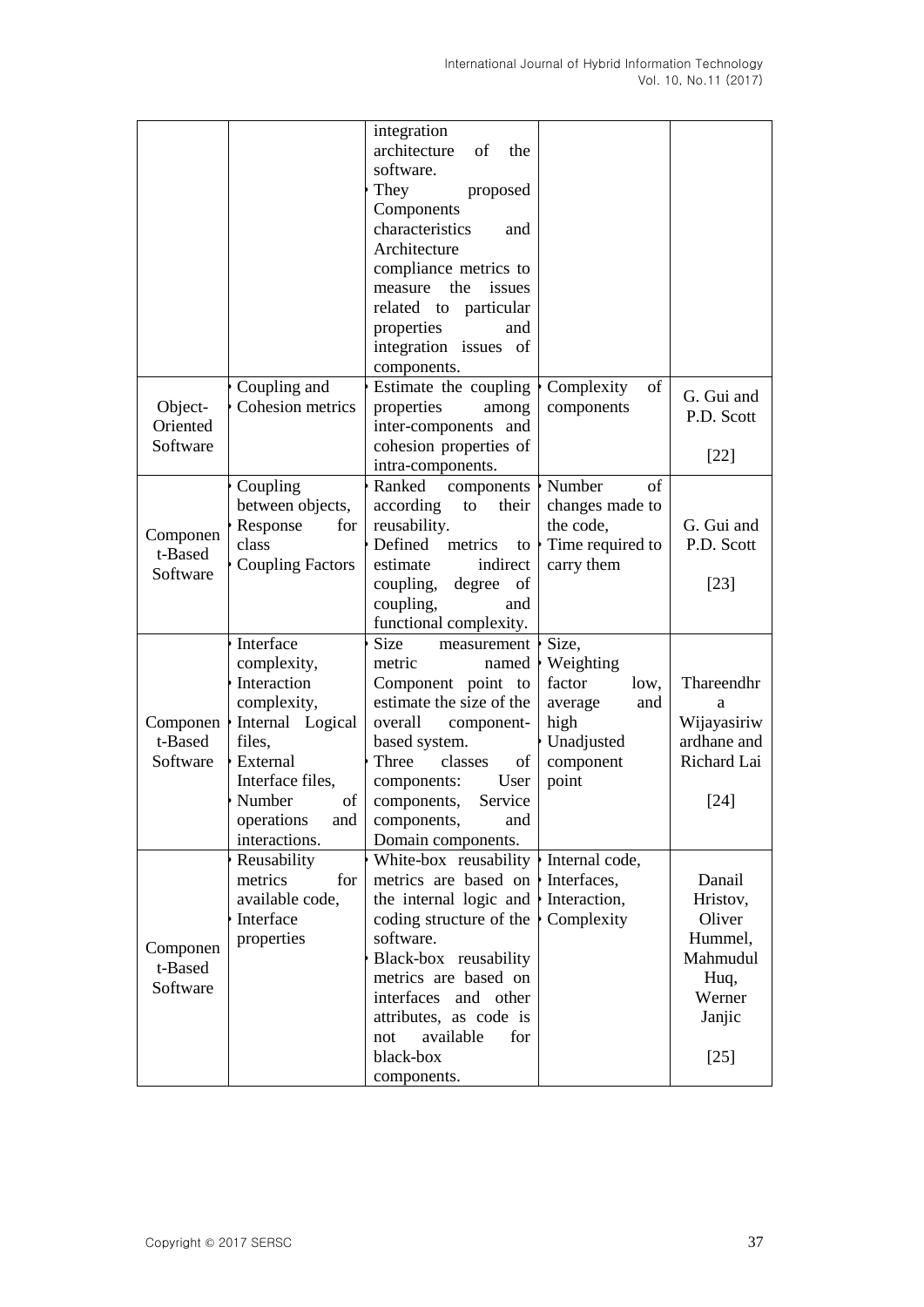| | | integration architecture of the software.<br>• They proposed Components characteristics and Architecture compliance metrics to measure the issues related to particular properties and integration issues of components. | | |
|---|---|---|---|---|
| Object-Oriented Software | • Coupling and Cohesion metrics | • Estimate the coupling properties among inter-components and cohesion properties of intra-components. | • Complexity of components | G. Gui and P.D. Scott<br><br>[22] |
| Component-Based Software | • Coupling between objects,<br>• Response for class<br>• Coupling Factors | • Ranked components according to their reusability.<br>• Defined metrics to estimate indirect coupling, degree of coupling, and functional complexity. | • Number of changes made to the code,<br>• Time required to carry them | G. Gui and P.D. Scott<br><br>[23] |
| Component-Based Software | • Interface complexity,<br>• Interaction complexity,<br>• Internal Logical files,<br>• External Interface files,<br>• Number of operations and interactions. | • Size measurement metric named Component point to estimate the size of the overall component-based system.<br>• Three classes of components: User components, Service components, and Domain components. | • Size,<br>• Weighting factor low, average and high<br>• Unadjusted component point | Thareendhra Wijayasiriwardhane and Richard Lai<br><br>[24] |
| Component-Based Software | • Reusability metrics for available code,<br>• Interface properties | • White-box reusability metrics are based on the internal logic and coding structure of the software.<br>• Black-box reusability metrics are based on interfaces and other attributes, as code is not available for black-box components. | • Internal code,<br>• Interfaces,<br>• Interaction,<br>• Complexity | Danail Hristov, Oliver Hummel, Mahmudul Huq, Werner Janjic<br><br>[25] |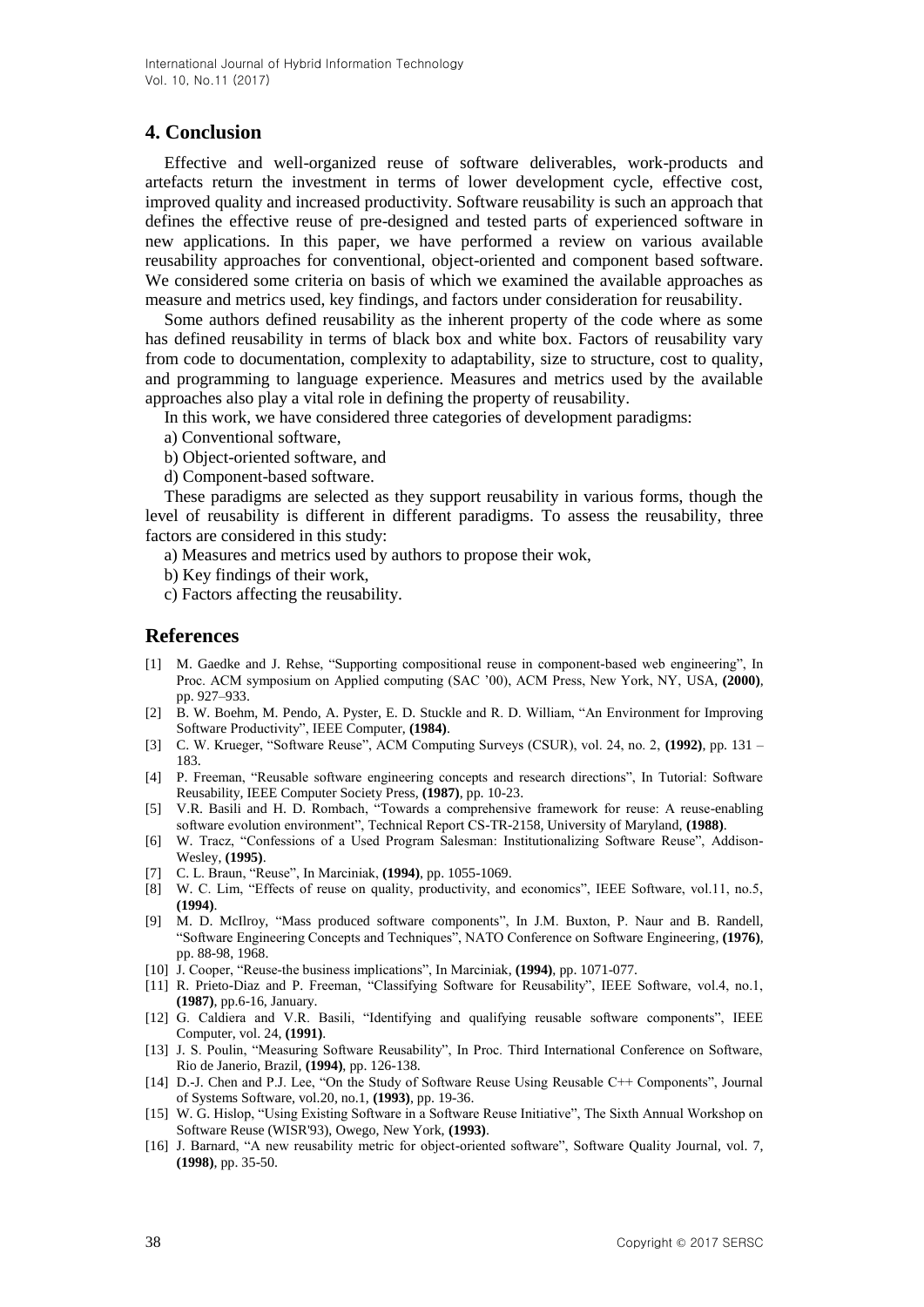## 4. Conclusion

Effective and well-organized reuse of software deliverables, work-products and artefacts return the investment in terms of lower development cycle, effective cost, improved quality and increased productivity. Software reusability is such an approach that defines the effective reuse of pre-designed and tested parts of experienced software in new applications. In this paper, we have performed a review on various available reusability approaches for conventional, object-oriented and component based software. We considered some criteria on basis of which we examined the available approaches as measure and metrics used, key findings, and factors under consideration for reusability.

Some authors defined reusability as the inherent property of the code where as some has defined reusability in terms of black box and white box. Factors of reusability vary from code to documentation, complexity to adaptability, size to structure, cost to quality, and programming to language experience. Measures and metrics used by the available approaches also play a vital role in defining the property of reusability.

In this work, we have considered three categories of development paradigms:

a) Conventional software,

b) Object-oriented software, and

d) Component-based software.

These paradigms are selected as they support reusability in various forms, though the level of reusability is different in different paradigms. To assess the reusability, three factors are considered in this study:

a) Measures and metrics used by authors to propose their wok,

b) Key findings of their work,

c) Factors affecting the reusability.

## References

[1] M. Gaedke and J. Rehse, "Supporting compositional reuse in component-based web engineering", In Proc. ACM symposium on Applied computing (SAC '00), ACM Press, New York, NY, USA, **(2000)**, pp. 927–933.

[2] B. W. Boehm, M. Pendo, A. Pyster, E. D. Stuckle and R. D. William, "An Environment for Improving Software Productivity", IEEE Computer, **(1984)**.

[3] C. W. Krueger, "Software Reuse", ACM Computing Surveys (CSUR), vol. 24, no. 2, **(1992)**, pp. 131 – 183.

[4] P. Freeman, "Reusable software engineering concepts and research directions", In Tutorial: Software Reusability, IEEE Computer Society Press, **(1987)**, pp. 10-23.

[5] V.R. Basili and H. D. Rombach, "Towards a comprehensive framework for reuse: A reuse-enabling software evolution environment", Technical Report CS-TR-2158, University of Maryland, **(1988)**.

[6] W. Tracz, "Confessions of a Used Program Salesman: Institutionalizing Software Reuse", Addison-Wesley, **(1995)**.

[7] C. L. Braun, "Reuse", In Marciniak, **(1994)**, pp. 1055-1069.

[8] W. C. Lim, "Effects of reuse on quality, productivity, and economics", IEEE Software, vol.11, no.5, **(1994)**.

[9] M. D. McIlroy, "Mass produced software components", In J.M. Buxton, P. Naur and B. Randell, "Software Engineering Concepts and Techniques", NATO Conference on Software Engineering, **(1976)**, pp. 88-98, 1968.

[10] J. Cooper, "Reuse-the business implications", In Marciniak, **(1994)**, pp. 1071-077.

[11] R. Prieto-Diaz and P. Freeman, "Classifying Software for Reusability", IEEE Software, vol.4, no.1, **(1987)**, pp.6-16, January.

[12] G. Caldiera and V.R. Basili, "Identifying and qualifying reusable software components", IEEE Computer, vol. 24, **(1991)**.

[13] J. S. Poulin, "Measuring Software Reusability", In Proc. Third International Conference on Software, Rio de Janerio, Brazil, **(1994)**, pp. 126-138.

[14] D.-J. Chen and P.J. Lee, "On the Study of Software Reuse Using Reusable C++ Components", Journal of Systems Software, vol.20, no.1, **(1993)**, pp. 19-36.

[15] W. G. Hislop, "Using Existing Software in a Software Reuse Initiative", The Sixth Annual Workshop on Software Reuse (WISR'93), Owego, New York, **(1993)**.

[16] J. Barnard, "A new reusability metric for object-oriented software", Software Quality Journal, vol. 7, **(1998)**, pp. 35-50.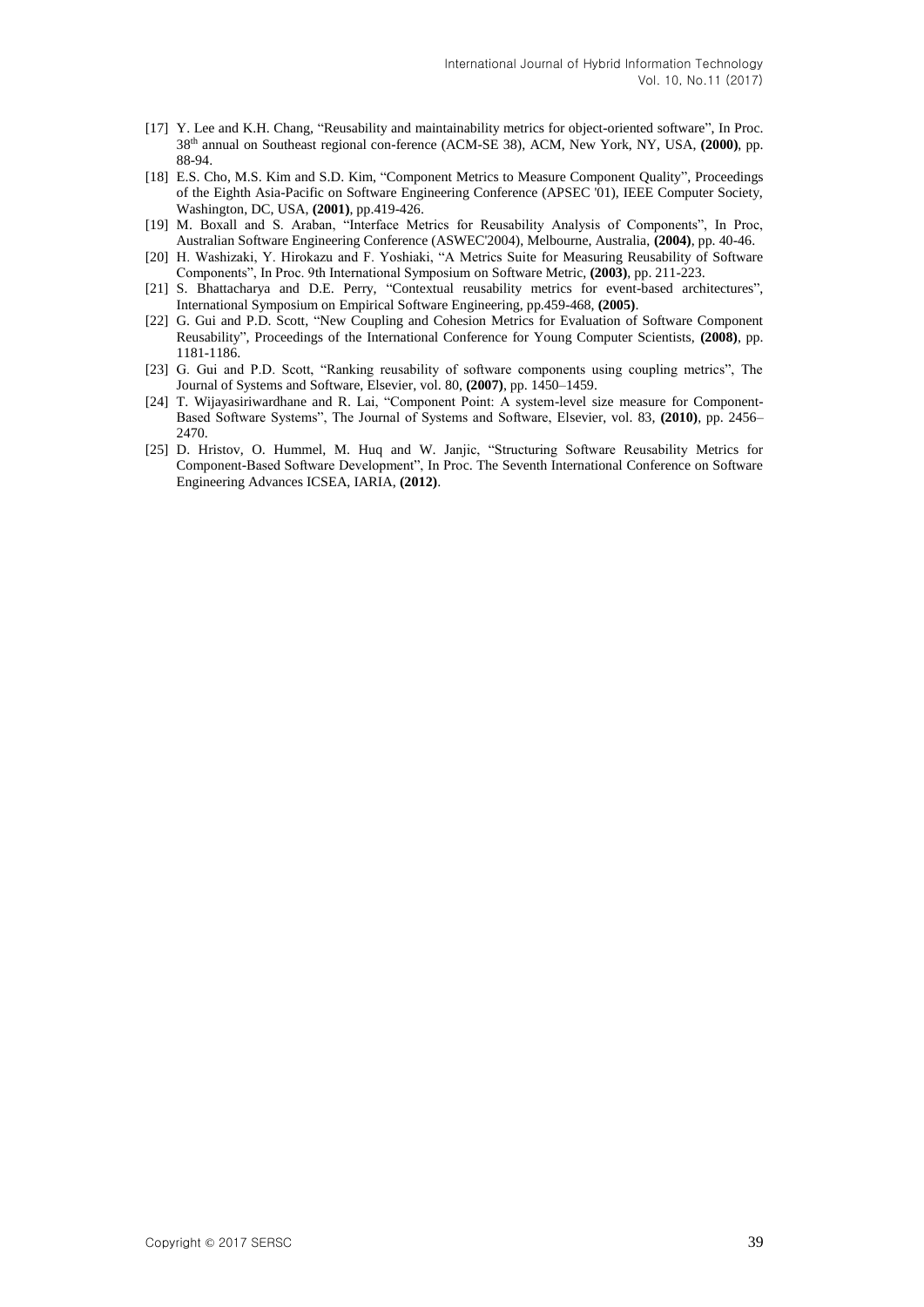[17] Y. Lee and K.H. Chang, "Reusability and maintainability metrics for object-oriented software", In Proc. 38th annual on Southeast regional con-ference (ACM-SE 38), ACM, New York, NY, USA, **(2000)**, pp. 88-94.

[18] E.S. Cho, M.S. Kim and S.D. Kim, "Component Metrics to Measure Component Quality", Proceedings of the Eighth Asia-Pacific on Software Engineering Conference (APSEC '01), IEEE Computer Society, Washington, DC, USA, **(2001)**, pp.419-426.

[19] M. Boxall and S. Araban, "Interface Metrics for Reusability Analysis of Components", In Proc, Australian Software Engineering Conference (ASWEC'2004), Melbourne, Australia, **(2004)**, pp. 40-46.

[20] H. Washizaki, Y. Hirokazu and F. Yoshiaki, "A Metrics Suite for Measuring Reusability of Software Components", In Proc. 9th International Symposium on Software Metric, **(2003)**, pp. 211-223.

[21] S. Bhattacharya and D.E. Perry, "Contextual reusability metrics for event-based architectures", International Symposium on Empirical Software Engineering, pp.459-468, **(2005)**.

[22] G. Gui and P.D. Scott, "New Coupling and Cohesion Metrics for Evaluation of Software Component Reusability", Proceedings of the International Conference for Young Computer Scientists, **(2008)**, pp. 1181-1186.

[23] G. Gui and P.D. Scott, "Ranking reusability of software components using coupling metrics", The Journal of Systems and Software, Elsevier, vol. 80, **(2007)**, pp. 1450–1459.

[24] T. Wijayasiriwardhane and R. Lai, "Component Point: A system-level size measure for Component-Based Software Systems", The Journal of Systems and Software, Elsevier, vol. 83, **(2010)**, pp. 2456–2470.

[25] D. Hristov, O. Hummel, M. Huq and W. Janjic, "Structuring Software Reusability Metrics for Component-Based Software Development", In Proc. The Seventh International Conference on Software Engineering Advances ICSEA, IARIA, **(2012)**.